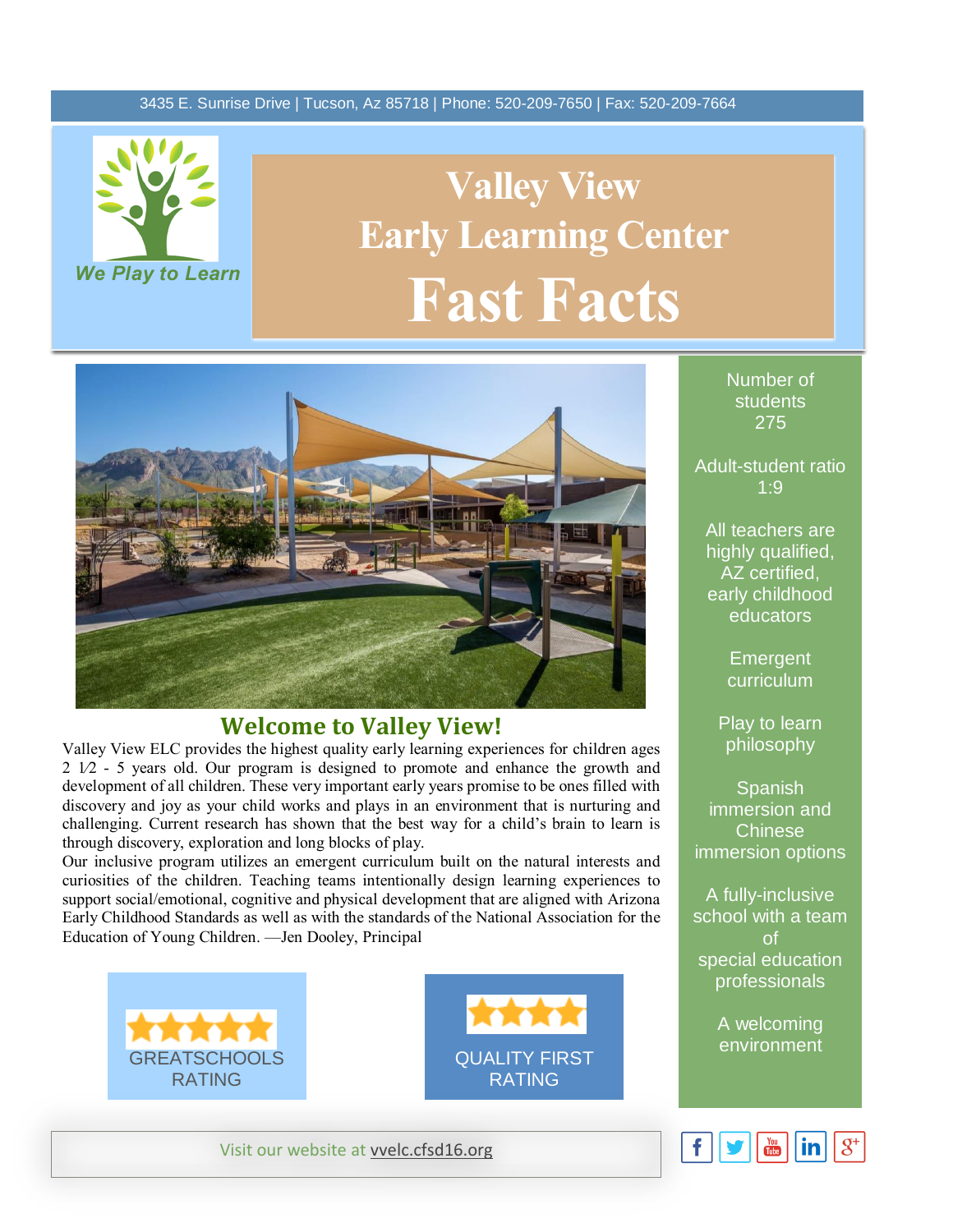3435 E. Sunrise Drive | Tucson, Az 85718 | Phone: 520-209-7650 | Fax: 520-209-7664

*We Play to Learn*

# Valley View Early Learning Center Fast Facts

## Welcome to Valley View!

Valley View ELC provides the highest quality early learning experiences for children ages 2 1⁄2 - 5 years old. Our program is designed to promote and enhance the growth and development of all children. These very important early years promise to be ones filled with discovery and joy as your child works and plays in an environment that is nurturing and challenging. Current research has shown that the best way for a child's brain to learn is through discovery, exploration and long blocks of play.

Our inclusive program utilizes an emergent curriculum built on the natural interests and curiosities of the children. Teaching teams intentionally design learning experiences to support social/emotional, cognitive and physical development that are aligned with Arizona Early Childhood Standards as well as with the standards of the National Association for the Education of Young Children. —Jen Dooley, Principal

GREATSCHOOLS RATING

QUALITY FIRST RATING

- Number of students 275
- Adult-student ratio 1:9
- All teachers are highly qualified, AZ certified, early childhood educators
- Emergent curriculum
- Play to learn philosophy
- Spanish immersion and Chinese immersion options
- A fully-inclusive school with a team of special education professionals
- A welcoming environment

Visit our website at vvelc.cfsd16.org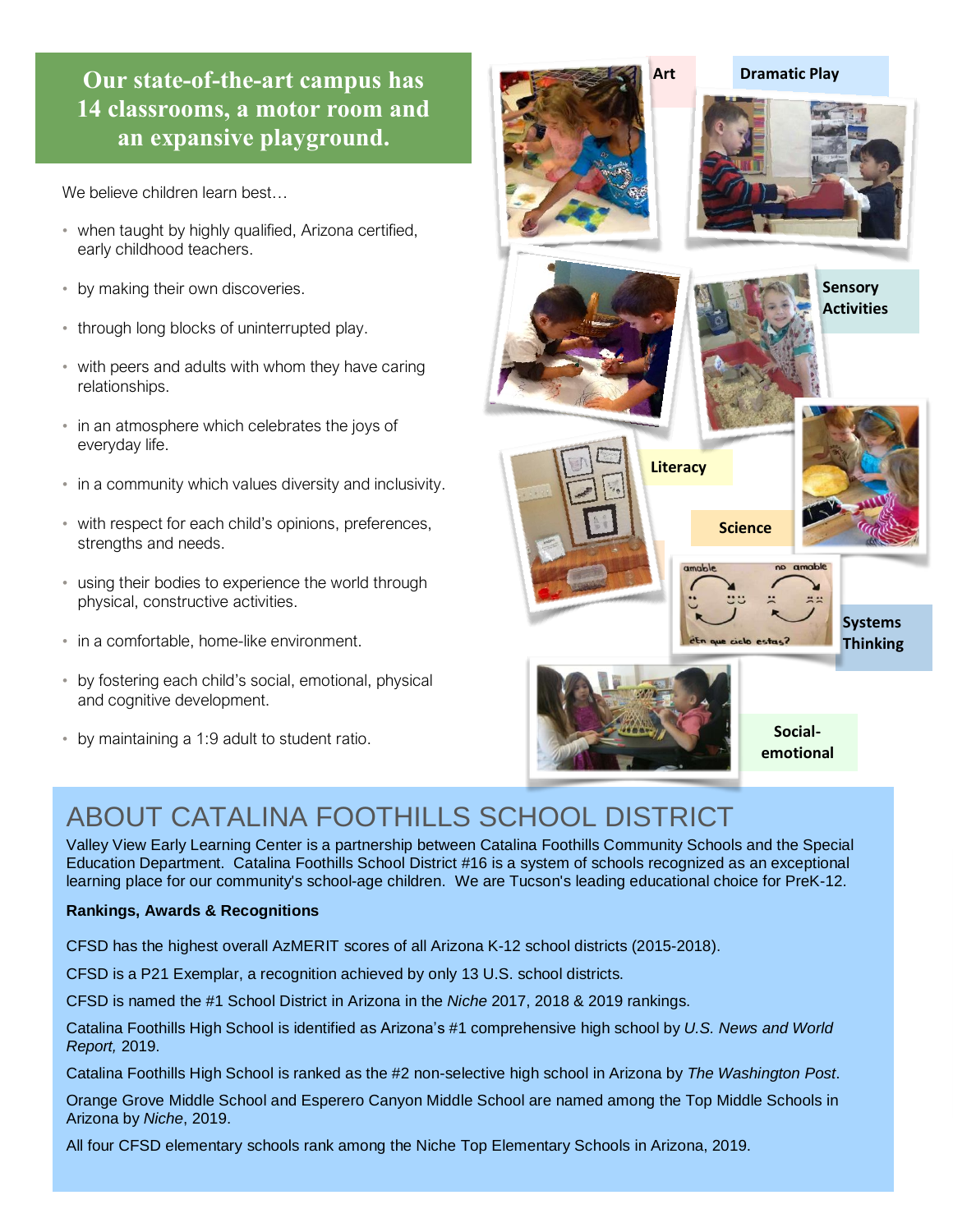## Our state-of-the-art campus has 14 classrooms, a motor room and an expansive playground.

We believe children learn best…

- when taught by highly qualified, Arizona certified, early childhood teachers.
- by making their own discoveries.
- through long blocks of uninterrupted play.
- with peers and adults with whom they have caring relationships.
- in an atmosphere which celebrates the joys of everyday life.
- in a community which values diversity and inclusivity.
- with respect for each child's opinions, preferences, strengths and needs.
- using their bodies to experience the world through physical, constructive activities.
- in a comfortable, home-like environment.
- by fostering each child's social, emotional, physical and cognitive development.
- by maintaining a 1:9 adult to student ratio.

Art

Dramatic Play

Sensory Activities

Literacy

Science

Systems Thinking

Social-emotional

# ABOUT CATALINA FOOTHILLS SCHOOL DISTRICT

Valley View Early Learning Center is a partnership between Catalina Foothills Community Schools and the Special Education Department. Catalina Foothills School District #16 is a system of schools recognized as an exceptional learning place for our community's school-age children. We are Tucson's leading educational choice for PreK-12.

**Rankings, Awards & Recognitions**

CFSD has the highest overall AzMERIT scores of all Arizona K-12 school districts (2015-2018).

CFSD is a P21 Exemplar, a recognition achieved by only 13 U.S. school districts.

CFSD is named the #1 School District in Arizona in the *Niche* 2017, 2018 & 2019 rankings.

Catalina Foothills High School is identified as Arizona's #1 comprehensive high school by *U.S. News and World Report,* 2019.

Catalina Foothills High School is ranked as the #2 non-selective high school in Arizona by *The Washington Post*.

Orange Grove Middle School and Esperero Canyon Middle School are named among the Top Middle Schools in Arizona by *Niche*, 2019.

All four CFSD elementary schools rank among the Niche Top Elementary Schools in Arizona, 2019.